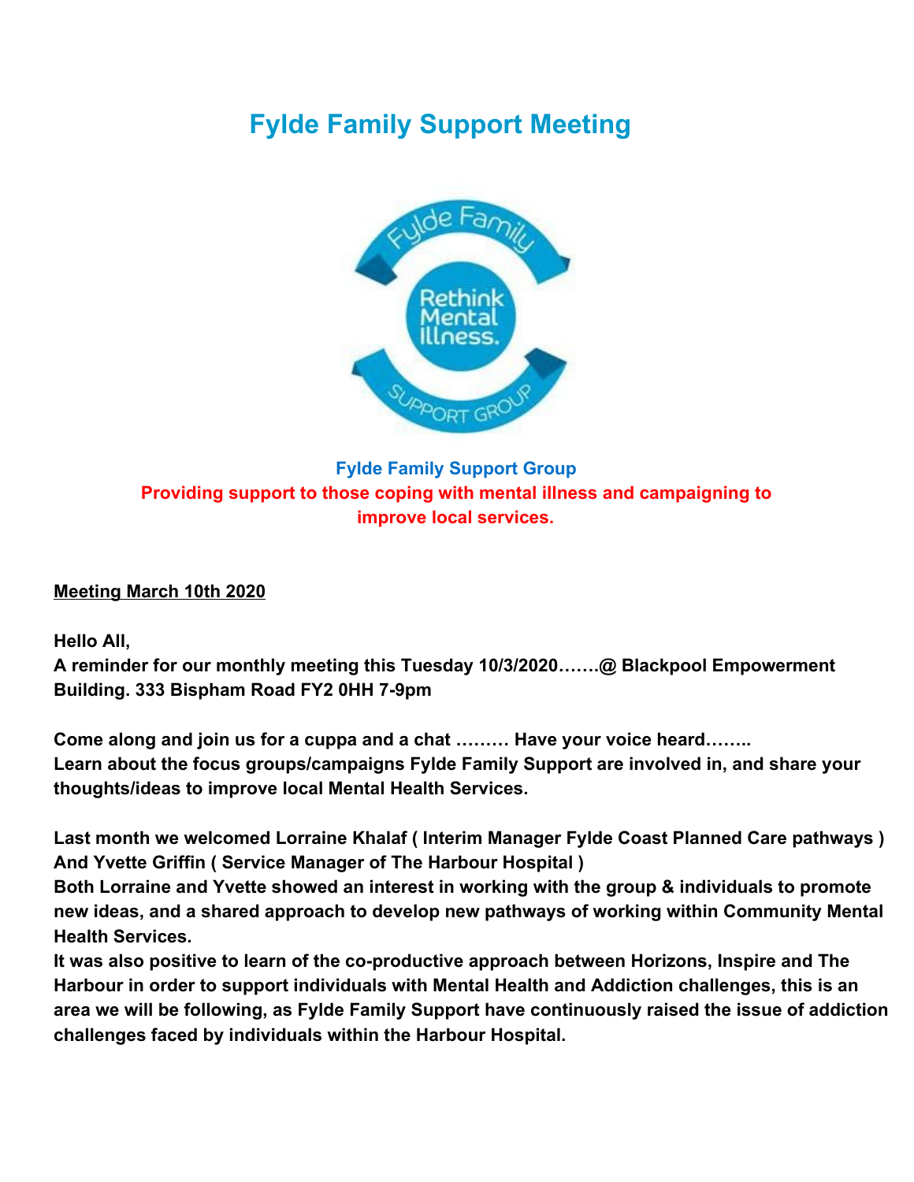# Fylde Family Support Meeting

**Fylde Family Support Group**

**Providing support to those coping with mental illness and campaigning to improve local services.**

**Meeting March 10th 2020**

**Hello All,**
**A reminder for our monthly meeting this Tuesday 10/3/2020…….@ Blackpool Empowerment Building. 333 Bispham Road FY2 0HH 7-9pm**

**Come along and join us for a cuppa and a chat ……… Have your voice heard……..**
**Learn about the focus groups/campaigns Fylde Family Support are involved in, and share your thoughts/ideas to improve local Mental Health Services.**

**Last month we welcomed Lorraine Khalaf ( Interim Manager Fylde Coast Planned Care pathways )**
**And Yvette Griffin ( Service Manager of The Harbour Hospital )**
**Both Lorraine and Yvette showed an interest in working with the group & individuals to promote new ideas, and a shared approach to develop new pathways of working within Community Mental Health Services.**
**It was also positive to learn of the co-productive approach between Horizons, Inspire and The Harbour in order to support individuals with Mental Health and Addiction challenges, this is an area we will be following, as Fylde Family Support have continuously raised the issue of addiction challenges faced by individuals within the Harbour Hospital.**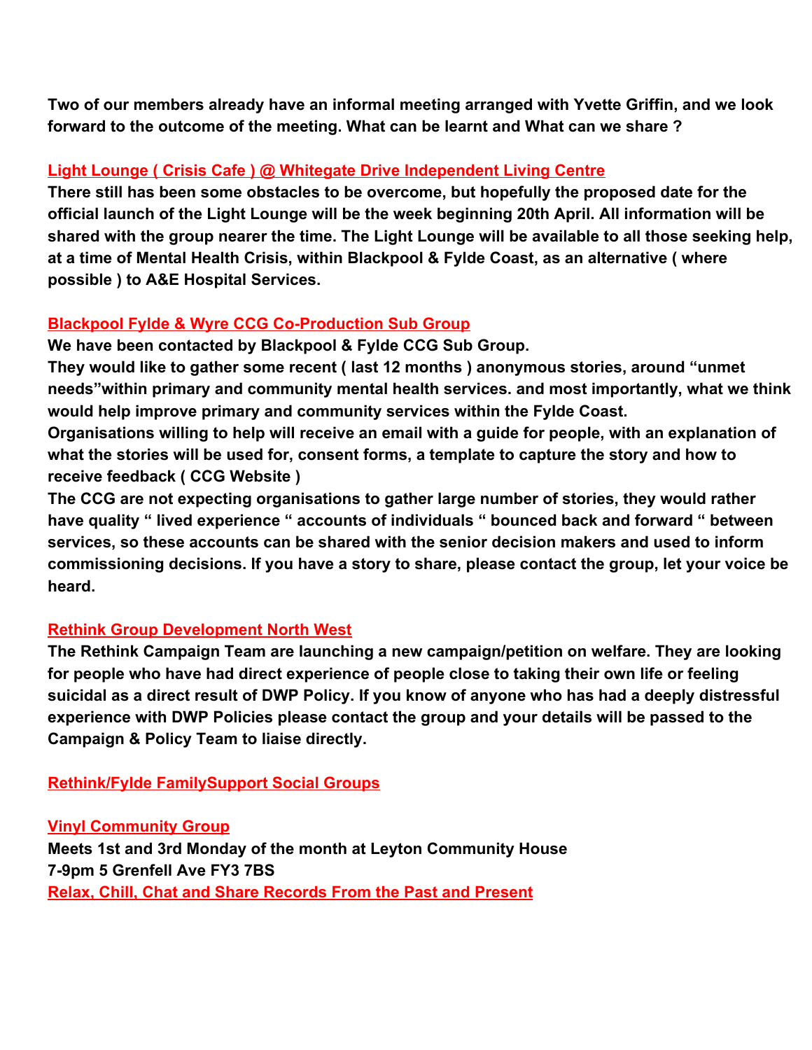**Two of our members already have an informal meeting arranged with Yvette Griffin, and we look forward to the outcome of the meeting. What can be learnt and What can we share ?**

## Light Lounge ( Crisis Cafe ) @ Whitegate Drive Independent Living Centre

**There still has been some obstacles to be overcome, but hopefully the proposed date for the official launch of the Light Lounge will be the week beginning 20th April. All information will be shared with the group nearer the time. The Light Lounge will be available to all those seeking help, at a time of Mental Health Crisis, within Blackpool & Fylde Coast, as an alternative ( where possible ) to A&E Hospital Services.**

## Blackpool Fylde & Wyre CCG Co-Production Sub Group

**We have been contacted by Blackpool & Fylde CCG Sub Group.**

**They would like to gather some recent ( last 12 months ) anonymous stories, around "unmet needs"within primary and community mental health services. and most importantly, what we think would help improve primary and community services within the Fylde Coast.**

**Organisations willing to help will receive an email with a guide for people, with an explanation of what the stories will be used for, consent forms, a template to capture the story and how to receive feedback ( CCG Website )**

**The CCG are not expecting organisations to gather large number of stories, they would rather have quality " lived experience " accounts of individuals " bounced back and forward " between services, so these accounts can be shared with the senior decision makers and used to inform commissioning decisions. If you have a story to share, please contact the group, let your voice be heard.**

## Rethink Group Development North West

**The Rethink Campaign Team are launching a new campaign/petition on welfare. They are looking for people who have had direct experience of people close to taking their own life or feeling suicidal as a direct result of DWP Policy. If you know of anyone who has had a deeply distressful experience with DWP Policies please contact the group and your details will be passed to the Campaign & Policy Team to liaise directly.**

## Rethink/Fylde FamilySupport Social Groups

## Vinyl Community Group

**Meets 1st and 3rd Monday of the month at Leyton Community House**
**7-9pm 5 Grenfell Ave FY3 7BS**

**Relax, Chill, Chat and Share Records From the Past and Present**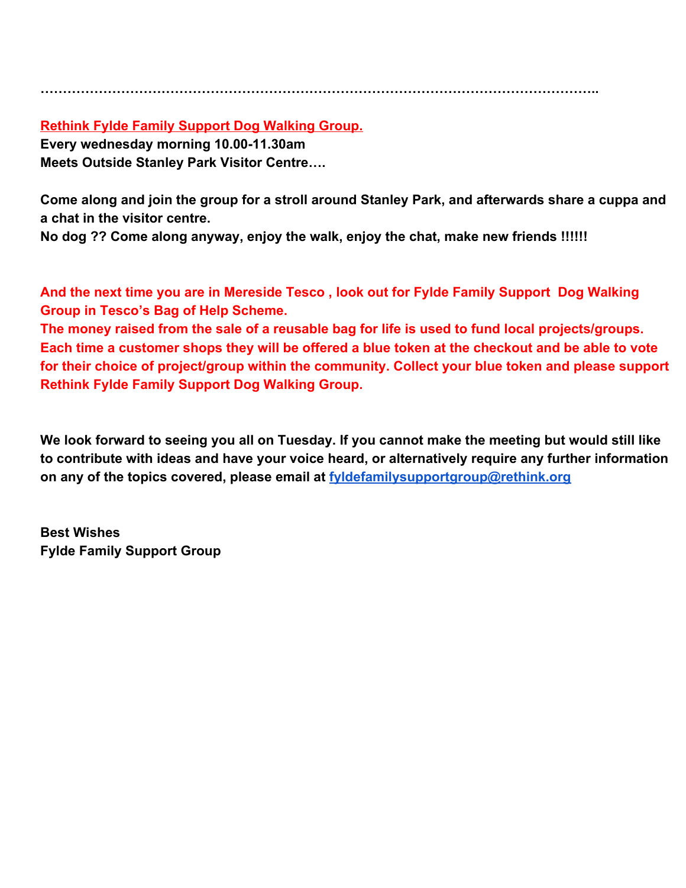…………………………………………………………………………………………………………………..

**Rethink Fylde Family Support Dog Walking Group.**
**Every wednesday morning 10.00-11.30am**
**Meets Outside Stanley Park Visitor Centre….**

**Come along and join the group for a stroll around Stanley Park, and afterwards share a cuppa and a chat in the visitor centre.**
**No dog ?? Come along anyway, enjoy the walk, enjoy the chat, make new friends !!!!!!**

**And the next time you are in Mereside Tesco , look out for Fylde Family Support Dog Walking Group in Tesco's Bag of Help Scheme.**
**The money raised from the sale of a reusable bag for life is used to fund local projects/groups. Each time a customer shops they will be offered a blue token at the checkout and be able to vote for their choice of project/group within the community. Collect your blue token and please support Rethink Fylde Family Support Dog Walking Group.**

**We look forward to seeing you all on Tuesday. If you cannot make the meeting but would still like to contribute with ideas and have your voice heard, or alternatively require any further information on any of the topics covered, please email at fyldefamilysupportgroup@rethink.org**

**Best Wishes**
**Fylde Family Support Group**